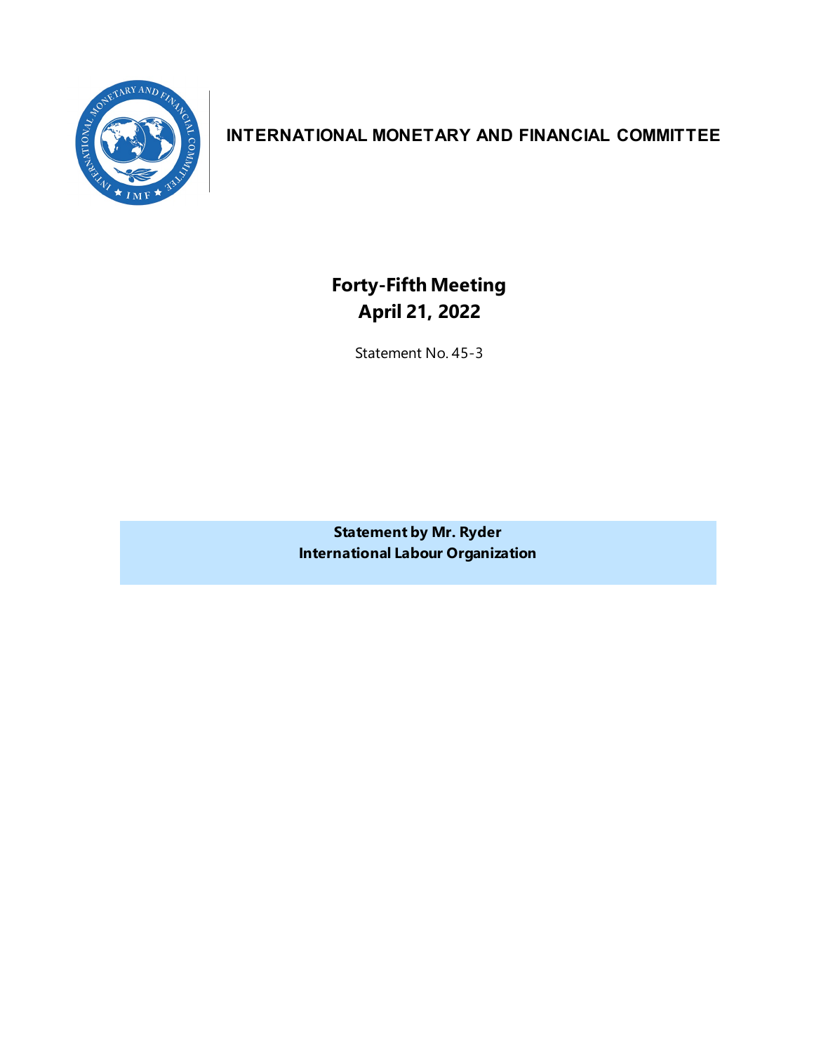# INTERNATIONAL MONETARY AND FINANCIAL COMMITTEE

## Forty-Fifth Meeting
## April 21, 2022

Statement No. 45-3

**Statement by Mr. Ryder**
**International Labour Organization**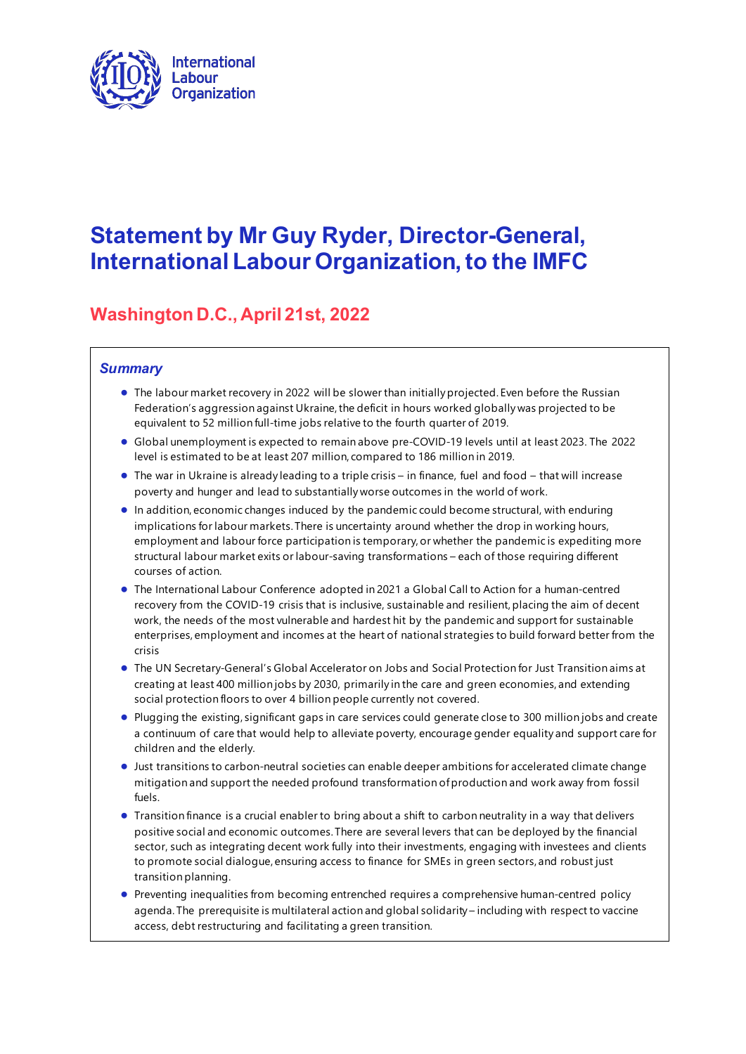# Statement by Mr Guy Ryder, Director-General, International Labour Organization, to the IMFC

## Washington D.C., April 21st, 2022

### *Summary*

- The labour market recovery in 2022 will be slower than initially projected. Even before the Russian Federation's aggression against Ukraine, the deficit in hours worked globally was projected to be equivalent to 52 million full-time jobs relative to the fourth quarter of 2019.
- Global unemployment is expected to remain above pre-COVID-19 levels until at least 2023. The 2022 level is estimated to be at least 207 million, compared to 186 million in 2019.
- The war in Ukraine is already leading to a triple crisis – in finance, fuel and food – that will increase poverty and hunger and lead to substantially worse outcomes in the world of work.
- In addition, economic changes induced by the pandemic could become structural, with enduring implications for labour markets. There is uncertainty around whether the drop in working hours, employment and labour force participation is temporary, or whether the pandemic is expediting more structural labour market exits or labour-saving transformations – each of those requiring different courses of action.
- The International Labour Conference adopted in 2021 a Global Call to Action for a human-centred recovery from the COVID-19 crisis that is inclusive, sustainable and resilient, placing the aim of decent work, the needs of the most vulnerable and hardest hit by the pandemic and support for sustainable enterprises, employment and incomes at the heart of national strategies to build forward better from the crisis
- The UN Secretary-General's Global Accelerator on Jobs and Social Protection for Just Transition aims at creating at least 400 million jobs by 2030, primarily in the care and green economies, and extending social protection floors to over 4 billion people currently not covered.
- Plugging the existing, significant gaps in care services could generate close to 300 million jobs and create a continuum of care that would help to alleviate poverty, encourage gender equality and support care for children and the elderly.
- Just transitions to carbon-neutral societies can enable deeper ambitions for accelerated climate change mitigation and support the needed profound transformation of production and work away from fossil fuels.
- Transition finance is a crucial enabler to bring about a shift to carbon neutrality in a way that delivers positive social and economic outcomes. There are several levers that can be deployed by the financial sector, such as integrating decent work fully into their investments, engaging with investees and clients to promote social dialogue, ensuring access to finance for SMEs in green sectors, and robust just transition planning.
- Preventing inequalities from becoming entrenched requires a comprehensive human-centred policy agenda. The prerequisite is multilateral action and global solidarity – including with respect to vaccine access, debt restructuring and facilitating a green transition.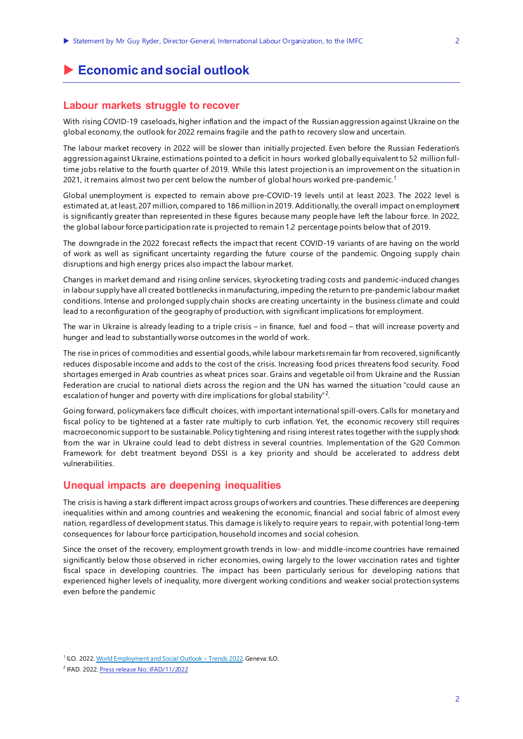# Economic and social outlook

## Labour markets struggle to recover

With rising COVID-19 caseloads, higher inflation and the impact of the Russian aggression against Ukraine on the global economy, the outlook for 2022 remains fragile and the path to recovery slow and uncertain.

The labour market recovery in 2022 will be slower than initially projected. Even before the Russian Federation's aggression against Ukraine, estimations pointed to a deficit in hours worked globally equivalent to 52 million full-time jobs relative to the fourth quarter of 2019. While this latest projection is an improvement on the situation in 2021, it remains almost two per cent below the number of global hours worked pre-pandemic.[1]

Global unemployment is expected to remain above pre-COVID-19 levels until at least 2023. The 2022 level is estimated at, at least, 207 million, compared to 186 million in 2019. Additionally, the overall impact on employment is significantly greater than represented in these figures because many people have left the labour force. In 2022, the global labour force participation rate is projected to remain 1.2 percentage points below that of 2019.

The downgrade in the 2022 forecast reflects the impact that recent COVID-19 variants of are having on the world of work as well as significant uncertainty regarding the future course of the pandemic. Ongoing supply chain disruptions and high energy prices also impact the labour market.

Changes in market demand and rising online services, skyrocketing trading costs and pandemic-induced changes in labour supply have all created bottlenecks in manufacturing, impeding the return to pre-pandemic labour market conditions. Intense and prolonged supply chain shocks are creating uncertainty in the business climate and could lead to a reconfiguration of the geography of production, with significant implications for employment.

The war in Ukraine is already leading to a triple crisis – in finance, fuel and food – that will increase poverty and hunger and lead to substantially worse outcomes in the world of work.

The rise in prices of commodities and essential goods, while labour markets remain far from recovered, significantly reduces disposable income and adds to the cost of the crisis. Increasing food prices threatens food security. Food shortages emerged in Arab countries as wheat prices soar. Grains and vegetable oil from Ukraine and the Russian Federation are crucial to national diets across the region and the UN has warned the situation "could cause an escalation of hunger and poverty with dire implications for global stability"[2].

Going forward, policymakers face difficult choices, with important international spill-overs. Calls for monetary and fiscal policy to be tightened at a faster rate multiply to curb inflation. Yet, the economic recovery still requires macroeconomic support to be sustainable. Policy tightening and rising interest rates together with the supply shock from the war in Ukraine could lead to debt distress in several countries. Implementation of the G20 Common Framework for debt treatment beyond DSSI is a key priority and should be accelerated to address debt vulnerabilities.

## Unequal impacts are deepening inequalities

The crisis is having a stark different impact across groups of workers and countries. These differences are deepening inequalities within and among countries and weakening the economic, financial and social fabric of almost every nation, regardless of development status. This damage is likely to require years to repair, with potential long-term consequences for labour force participation, household incomes and social cohesion.

Since the onset of the recovery, employment growth trends in low- and middle-income countries have remained significantly below those observed in richer economies, owing largely to the lower vaccination rates and tighter fiscal space in developing countries. The impact has been particularly serious for developing nations that experienced higher levels of inequality, more divergent working conditions and weaker social protection systems even before the pandemic

---

[1] ILO. 2022. World Employment and Social Outlook – Trends 2022. Geneva: ILO.

[2] IFAD. 2022. Press release No.: IFAD/11/2022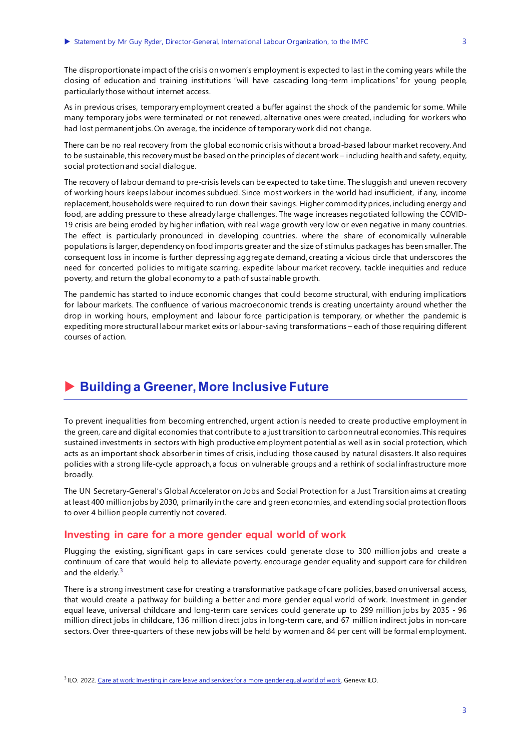The disproportionate impact of the crisis on women's employment is expected to last in the coming years while the closing of education and training institutions "will have cascading long-term implications" for young people, particularly those without internet access.

As in previous crises, temporary employment created a buffer against the shock of the pandemic for some. While many temporary jobs were terminated or not renewed, alternative ones were created, including for workers who had lost permanent jobs. On average, the incidence of temporary work did not change.

There can be no real recovery from the global economic crisis without a broad-based labour market recovery. And to be sustainable, this recovery must be based on the principles of decent work – including health and safety, equity, social protection and social dialogue.

The recovery of labour demand to pre-crisis levels can be expected to take time. The sluggish and uneven recovery of working hours keeps labour incomes subdued. Since most workers in the world had insufficient, if any, income replacement, households were required to run down their savings. Higher commodity prices, including energy and food, are adding pressure to these already large challenges. The wage increases negotiated following the COVID-19 crisis are being eroded by higher inflation, with real wage growth very low or even negative in many countries. The effect is particularly pronounced in developing countries, where the share of economically vulnerable populations is larger, dependency on food imports greater and the size of stimulus packages has been smaller. The consequent loss in income is further depressing aggregate demand, creating a vicious circle that underscores the need for concerted policies to mitigate scarring, expedite labour market recovery, tackle inequities and reduce poverty, and return the global economy to a path of sustainable growth.

The pandemic has started to induce economic changes that could become structural, with enduring implications for labour markets. The confluence of various macroeconomic trends is creating uncertainty around whether the drop in working hours, employment and labour force participation is temporary, or whether the pandemic is expediting more structural labour market exits or labour-saving transformations – each of those requiring different courses of action.

## Building a Greener, More Inclusive Future

To prevent inequalities from becoming entrenched, urgent action is needed to create productive employment in the green, care and digital economies that contribute to a just transition to carbon neutral economies. This requires sustained investments in sectors with high productive employment potential as well as in social protection, which acts as an important shock absorber in times of crisis, including those caused by natural disasters. It also requires policies with a strong life-cycle approach, a focus on vulnerable groups and a rethink of social infrastructure more broadly.

The UN Secretary-General's Global Accelerator on Jobs and Social Protection for a Just Transition aims at creating at least 400 million jobs by 2030, primarily in the care and green economies, and extending social protection floors to over 4 billion people currently not covered.

### Investing in care for a more gender equal world of work

Plugging the existing, significant gaps in care services could generate close to 300 million jobs and create a continuum of care that would help to alleviate poverty, encourage gender equality and support care for children and the elderly.[3]

There is a strong investment case for creating a transformative package of care policies, based on universal access, that would create a pathway for building a better and more gender equal world of work. Investment in gender equal leave, universal childcare and long-term care services could generate up to 299 million jobs by 2035 - 96 million direct jobs in childcare, 136 million direct jobs in long-term care, and 67 million indirect jobs in non-care sectors. Over three-quarters of these new jobs will be held by women and 84 per cent will be formal employment.

[3] ILO. 2022. Care at work: Investing in care leave and services for a more gender equal world of work. Geneva: ILO.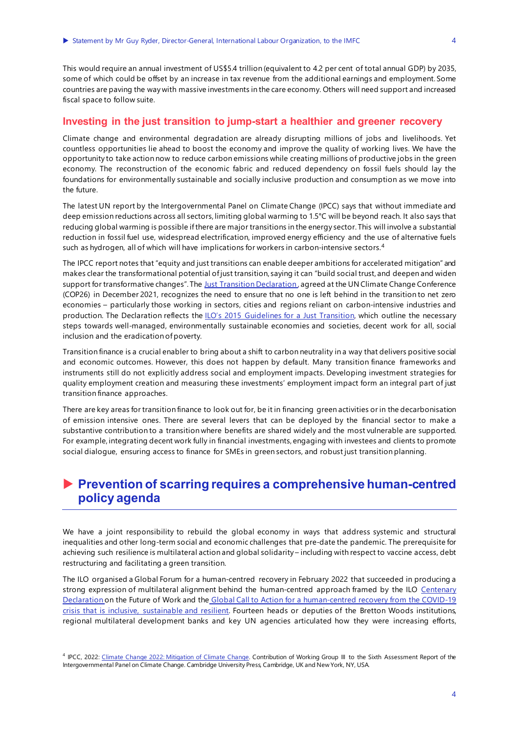This would require an annual investment of US$5.4 trillion (equivalent to 4.2 per cent of total annual GDP) by 2035, some of which could be offset by an increase in tax revenue from the additional earnings and employment. Some countries are paving the way with massive investments in the care economy. Others will need support and increased fiscal space to follow suite.

### Investing in the just transition to jump-start a healthier and greener recovery

Climate change and environmental degradation are already disrupting millions of jobs and livelihoods. Yet countless opportunities lie ahead to boost the economy and improve the quality of working lives. We have the opportunity to take action now to reduce carbon emissions while creating millions of productive jobs in the green economy. The reconstruction of the economic fabric and reduced dependency on fossil fuels should lay the foundations for environmentally sustainable and socially inclusive production and consumption as we move into the future.

The latest UN report by the Intergovernmental Panel on Climate Change (IPCC) says that without immediate and deep emission reductions across all sectors, limiting global warming to 1.5°C will be beyond reach. It also says that reducing global warming is possible if there are major transitions in the energy sector. This will involve a substantial reduction in fossil fuel use, widespread electrification, improved energy efficiency and the use of alternative fuels such as hydrogen, all of which will have implications for workers in carbon-intensive sectors.[4]

The IPCC report notes that "equity and just transitions can enable deeper ambitions for accelerated mitigation" and makes clear the transformational potential of just transition, saying it can "build social trust, and deepen and widen support for transformative changes". The [Just Transition Declaration](), agreed at the UN Climate Change Conference (COP26) in December 2021, recognizes the need to ensure that no one is left behind in the transition to net zero economies – particularly those working in sectors, cities and regions reliant on carbon-intensive industries and production. The Declaration reflects the [ILO's 2015 Guidelines for a Just Transition](), which outline the necessary steps towards well-managed, environmentally sustainable economies and societies, decent work for all, social inclusion and the eradication of poverty.

Transition finance is a crucial enabler to bring about a shift to carbon neutrality in a way that delivers positive social and economic outcomes. However, this does not happen by default. Many transition finance frameworks and instruments still do not explicitly address social and employment impacts. Developing investment strategies for quality employment creation and measuring these investments' employment impact form an integral part of just transition finance approaches.

There are key areas for transition finance to look out for, be it in financing green activities or in the decarbonisation of emission intensive ones. There are several levers that can be deployed by the financial sector to make a substantive contribution to a transition where benefits are shared widely and the most vulnerable are supported. For example, integrating decent work fully in financial investments, engaging with investees and clients to promote social dialogue, ensuring access to finance for SMEs in green sectors, and robust just transition planning.

## Prevention of scarring requires a comprehensive human-centred policy agenda

We have a joint responsibility to rebuild the global economy in ways that address systemic and structural inequalities and other long-term social and economic challenges that pre-date the pandemic. The prerequisite for achieving such resilience is multilateral action and global solidarity – including with respect to vaccine access, debt restructuring and facilitating a green transition.

The ILO organised a Global Forum for a human-centred recovery in February 2022 that succeeded in producing a strong expression of multilateral alignment behind the human-centred approach framed by the ILO [Centenary Declaration]() on the Future of Work and the [Global Call to Action for a human-centred recovery from the COVID-19 crisis that is inclusive, sustainable and resilient](). Fourteen heads or deputies of the Bretton Woods institutions, regional multilateral development banks and key UN agencies articulated how they were increasing efforts,

[4] IPCC, 2022: [Climate Change 2022: Mitigation of Climate Change](). Contribution of Working Group III to the Sixth Assessment Report of the Intergovernmental Panel on Climate Change. Cambridge University Press, Cambridge, UK and New York, NY, USA.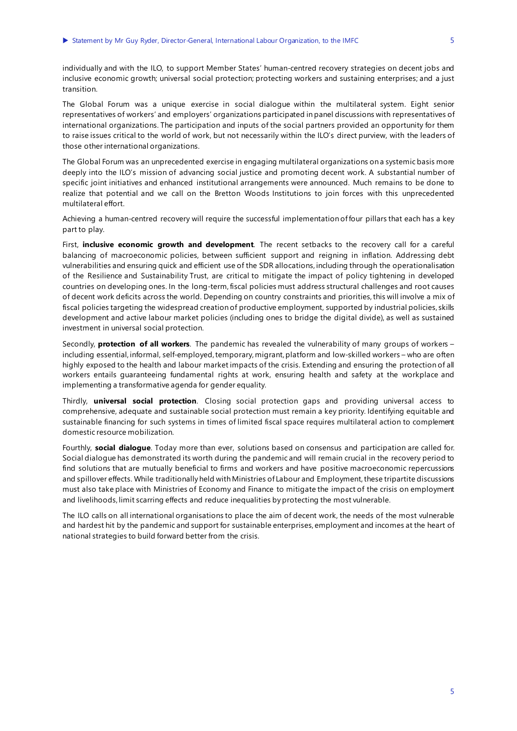individually and with the ILO, to support Member States' human-centred recovery strategies on decent jobs and inclusive economic growth; universal social protection; protecting workers and sustaining enterprises; and a just transition.

The Global Forum was a unique exercise in social dialogue within the multilateral system. Eight senior representatives of workers' and employers' organizations participated in panel discussions with representatives of international organizations. The participation and inputs of the social partners provided an opportunity for them to raise issues critical to the world of work, but not necessarily within the ILO's direct purview, with the leaders of those other international organizations.

The Global Forum was an unprecedented exercise in engaging multilateral organizations on a systemic basis more deeply into the ILO's mission of advancing social justice and promoting decent work. A substantial number of specific joint initiatives and enhanced institutional arrangements were announced. Much remains to be done to realize that potential and we call on the Bretton Woods Institutions to join forces with this unprecedented multilateral effort.

Achieving a human-centred recovery will require the successful implementation of four pillars that each has a key part to play.

First, **inclusive economic growth and development**. The recent setbacks to the recovery call for a careful balancing of macroeconomic policies, between sufficient support and reigning in inflation. Addressing debt vulnerabilities and ensuring quick and efficient use of the SDR allocations, including through the operationalisation of the Resilience and Sustainability Trust, are critical to mitigate the impact of policy tightening in developed countries on developing ones. In the long-term, fiscal policies must address structural challenges and root causes of decent work deficits across the world. Depending on country constraints and priorities, this will involve a mix of fiscal policies targeting the widespread creation of productive employment, supported by industrial policies, skills development and active labour market policies (including ones to bridge the digital divide), as well as sustained investment in universal social protection.

Secondly, **protection of all workers**. The pandemic has revealed the vulnerability of many groups of workers – including essential, informal, self-employed, temporary, migrant, platform and low-skilled workers – who are often highly exposed to the health and labour market impacts of the crisis. Extending and ensuring the protection of all workers entails guaranteeing fundamental rights at work, ensuring health and safety at the workplace and implementing a transformative agenda for gender equality.

Thirdly, **universal social protection**. Closing social protection gaps and providing universal access to comprehensive, adequate and sustainable social protection must remain a key priority. Identifying equitable and sustainable financing for such systems in times of limited fiscal space requires multilateral action to complement domestic resource mobilization.

Fourthly, **social dialogue**. Today more than ever, solutions based on consensus and participation are called for. Social dialogue has demonstrated its worth during the pandemic and will remain crucial in the recovery period to find solutions that are mutually beneficial to firms and workers and have positive macroeconomic repercussions and spillover effects. While traditionally held with Ministries of Labour and Employment, these tripartite discussions must also take place with Ministries of Economy and Finance to mitigate the impact of the crisis on employment and livelihoods, limit scarring effects and reduce inequalities by protecting the most vulnerable.

The ILO calls on all international organisations to place the aim of decent work, the needs of the most vulnerable and hardest hit by the pandemic and support for sustainable enterprises, employment and incomes at the heart of national strategies to build forward better from the crisis.